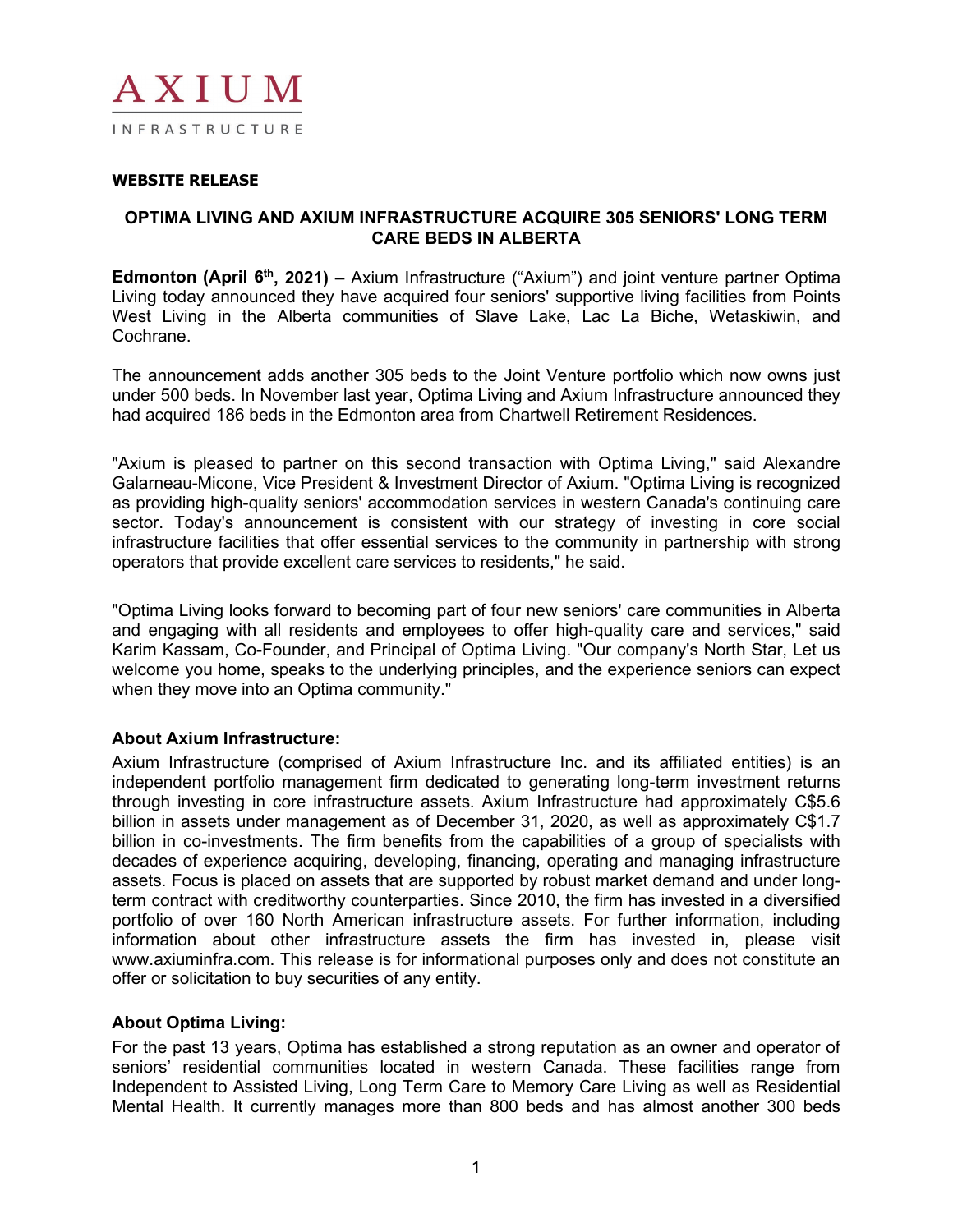AXIUM

INFRASTRUCTURE

**WEBSITE RELEASE**

## OPTIMA LIVING AND AXIUM INFRASTRUCTURE ACQUIRE 305 SENIORS' LONG TERM CARE BEDS IN ALBERTA

**Edmonton (April 6th, 2021)** – Axium Infrastructure ("Axium") and joint venture partner Optima Living today announced they have acquired four seniors' supportive living facilities from Points West Living in the Alberta communities of Slave Lake, Lac La Biche, Wetaskiwin, and Cochrane.

The announcement adds another 305 beds to the Joint Venture portfolio which now owns just under 500 beds. In November last year, Optima Living and Axium Infrastructure announced they had acquired 186 beds in the Edmonton area from Chartwell Retirement Residences.

"Axium is pleased to partner on this second transaction with Optima Living," said Alexandre Galarneau-Micone, Vice President & Investment Director of Axium. "Optima Living is recognized as providing high-quality seniors' accommodation services in western Canada's continuing care sector. Today's announcement is consistent with our strategy of investing in core social infrastructure facilities that offer essential services to the community in partnership with strong operators that provide excellent care services to residents," he said.

"Optima Living looks forward to becoming part of four new seniors' care communities in Alberta and engaging with all residents and employees to offer high-quality care and services," said Karim Kassam, Co-Founder, and Principal of Optima Living. "Our company's North Star, Let us welcome you home, speaks to the underlying principles, and the experience seniors can expect when they move into an Optima community."

### About Axium Infrastructure:

Axium Infrastructure (comprised of Axium Infrastructure Inc. and its affiliated entities) is an independent portfolio management firm dedicated to generating long-term investment returns through investing in core infrastructure assets. Axium Infrastructure had approximately C$5.6 billion in assets under management as of December 31, 2020, as well as approximately C$1.7 billion in co-investments. The firm benefits from the capabilities of a group of specialists with decades of experience acquiring, developing, financing, operating and managing infrastructure assets. Focus is placed on assets that are supported by robust market demand and under long-term contract with creditworthy counterparties. Since 2010, the firm has invested in a diversified portfolio of over 160 North American infrastructure assets. For further information, including information about other infrastructure assets the firm has invested in, please visit www.axiuminfra.com. This release is for informational purposes only and does not constitute an offer or solicitation to buy securities of any entity.

### About Optima Living:

For the past 13 years, Optima has established a strong reputation as an owner and operator of seniors' residential communities located in western Canada. These facilities range from Independent to Assisted Living, Long Term Care to Memory Care Living as well as Residential Mental Health. It currently manages more than 800 beds and has almost another 300 beds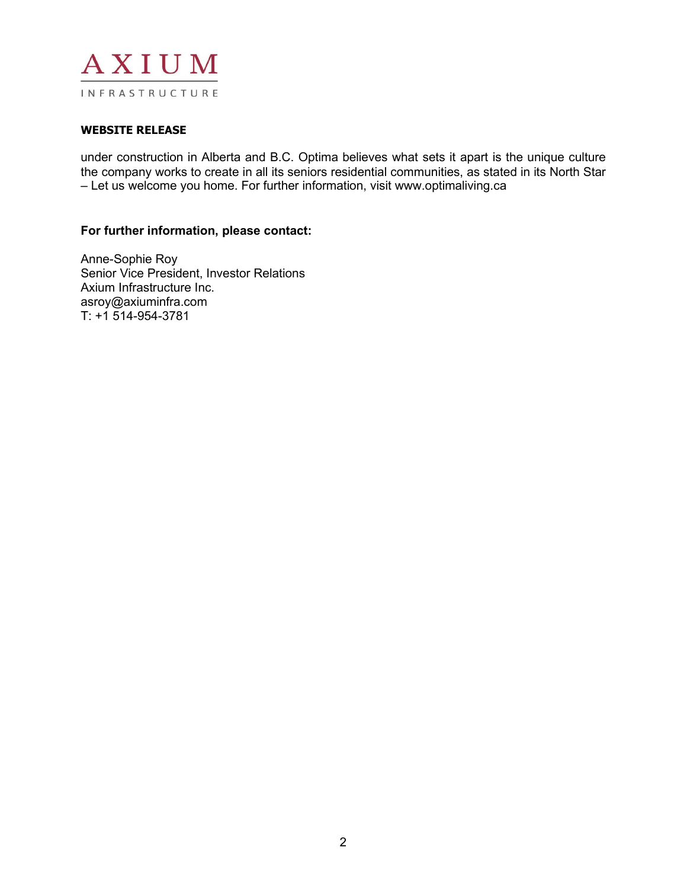**WEBSITE RELEASE**

under construction in Alberta and B.C. Optima believes what sets it apart is the unique culture the company works to create in all its seniors residential communities, as stated in its North Star – Let us welcome you home. For further information, visit www.optimaliving.ca

**For further information, please contact:**

Anne-Sophie Roy
Senior Vice President, Investor Relations
Axium Infrastructure Inc.
asroy@axiuminfra.com
T: +1 514-954-3781